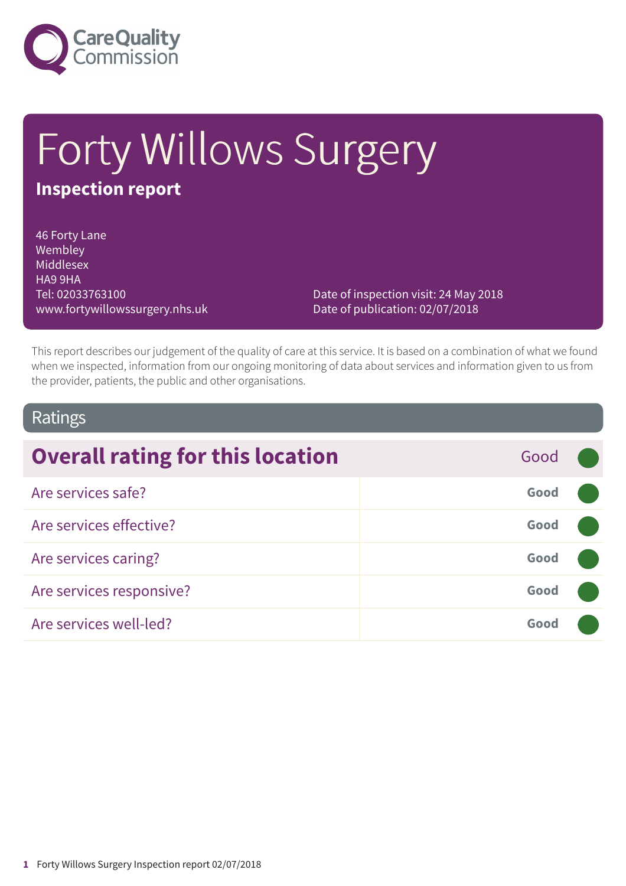Care Quality Commission

# Forty Willows Surgery

## Inspection report

46 Forty Lane
Wembley
Middlesex
HA9 9HA
Tel: 02033763100
www.fortywillowssurgery.nhs.uk

Date of inspection visit: 24 May 2018
Date of publication: 02/07/2018

This report describes our judgement of the quality of care at this service. It is based on a combination of what we found when we inspected, information from our ongoing monitoring of data about services and information given to us from the provider, patients, the public and other organisations.

## Ratings

| | |
|---|---|
| **Overall rating for this location** | Good |
| Are services safe? | **Good** |
| Are services effective? | **Good** |
| Are services caring? | **Good** |
| Are services responsive? | **Good** |
| Are services well-led? | **Good** |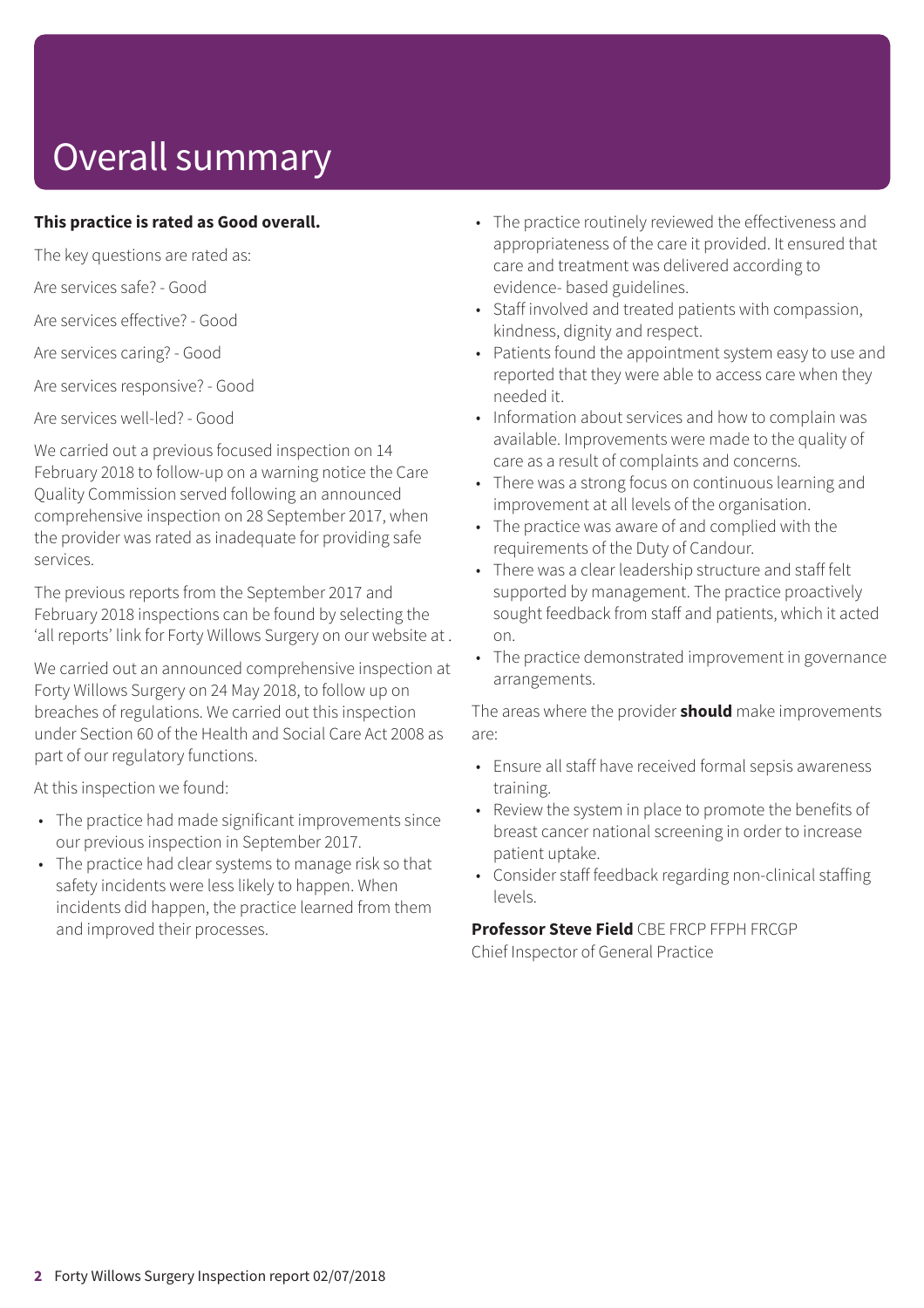# Overall summary

**This practice is rated as Good overall.**

The key questions are rated as:

Are services safe? - Good

Are services effective? - Good

Are services caring? - Good

Are services responsive? - Good

Are services well-led? - Good

We carried out a previous focused inspection on 14 February 2018 to follow-up on a warning notice the Care Quality Commission served following an announced comprehensive inspection on 28 September 2017, when the provider was rated as inadequate for providing safe services.

The previous reports from the September 2017 and February 2018 inspections can be found by selecting the 'all reports' link for Forty Willows Surgery on our website at .

We carried out an announced comprehensive inspection at Forty Willows Surgery on 24 May 2018, to follow up on breaches of regulations. We carried out this inspection under Section 60 of the Health and Social Care Act 2008 as part of our regulatory functions.

At this inspection we found:

- The practice had made significant improvements since our previous inspection in September 2017.
- The practice had clear systems to manage risk so that safety incidents were less likely to happen. When incidents did happen, the practice learned from them and improved their processes.
- The practice routinely reviewed the effectiveness and appropriateness of the care it provided. It ensured that care and treatment was delivered according to evidence- based guidelines.
- Staff involved and treated patients with compassion, kindness, dignity and respect.
- Patients found the appointment system easy to use and reported that they were able to access care when they needed it.
- Information about services and how to complain was available. Improvements were made to the quality of care as a result of complaints and concerns.
- There was a strong focus on continuous learning and improvement at all levels of the organisation.
- The practice was aware of and complied with the requirements of the Duty of Candour.
- There was a clear leadership structure and staff felt supported by management. The practice proactively sought feedback from staff and patients, which it acted on.
- The practice demonstrated improvement in governance arrangements.

The areas where the provider **should** make improvements are:

- Ensure all staff have received formal sepsis awareness training.
- Review the system in place to promote the benefits of breast cancer national screening in order to increase patient uptake.
- Consider staff feedback regarding non-clinical staffing levels.

**Professor Steve Field** CBE FRCP FFPH FRCGP
Chief Inspector of General Practice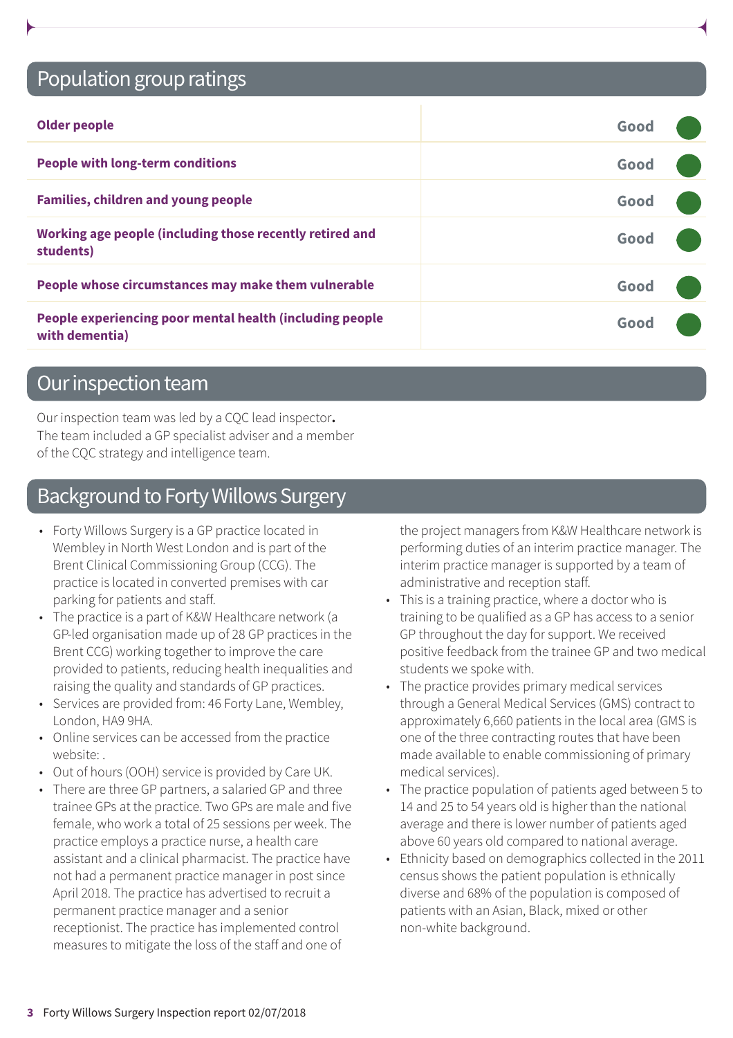## Population group ratings

| | |
|---|---|
| **Older people** | Good |
| **People with long-term conditions** | Good |
| **Families, children and young people** | Good |
| **Working age people (including those recently retired and students)** | Good |
| **People whose circumstances may make them vulnerable** | Good |
| **People experiencing poor mental health (including people with dementia)** | Good |

## Our inspection team

Our inspection team was led by a CQC lead inspector**.** The team included a GP specialist adviser and a member of the CQC strategy and intelligence team.

## Background to Forty Willows Surgery

- Forty Willows Surgery is a GP practice located in Wembley in North West London and is part of the Brent Clinical Commissioning Group (CCG). The practice is located in converted premises with car parking for patients and staff.
- The practice is a part of K&W Healthcare network (a GP-led organisation made up of 28 GP practices in the Brent CCG) working together to improve the care provided to patients, reducing health inequalities and raising the quality and standards of GP practices.
- Services are provided from: 46 Forty Lane, Wembley, London, HA9 9HA.
- Online services can be accessed from the practice website: .
- Out of hours (OOH) service is provided by Care UK.
- There are three GP partners, a salaried GP and three trainee GPs at the practice. Two GPs are male and five female, who work a total of 25 sessions per week. The practice employs a practice nurse, a health care assistant and a clinical pharmacist. The practice have not had a permanent practice manager in post since April 2018. The practice has advertised to recruit a permanent practice manager and a senior receptionist. The practice has implemented control measures to mitigate the loss of the staff and one of the project managers from K&W Healthcare network is performing duties of an interim practice manager. The interim practice manager is supported by a team of administrative and reception staff.
- This is a training practice, where a doctor who is training to be qualified as a GP has access to a senior GP throughout the day for support. We received positive feedback from the trainee GP and two medical students we spoke with.
- The practice provides primary medical services through a General Medical Services (GMS) contract to approximately 6,660 patients in the local area (GMS is one of the three contracting routes that have been made available to enable commissioning of primary medical services).
- The practice population of patients aged between 5 to 14 and 25 to 54 years old is higher than the national average and there is lower number of patients aged above 60 years old compared to national average.
- Ethnicity based on demographics collected in the 2011 census shows the patient population is ethnically diverse and 68% of the population is composed of patients with an Asian, Black, mixed or other non-white background.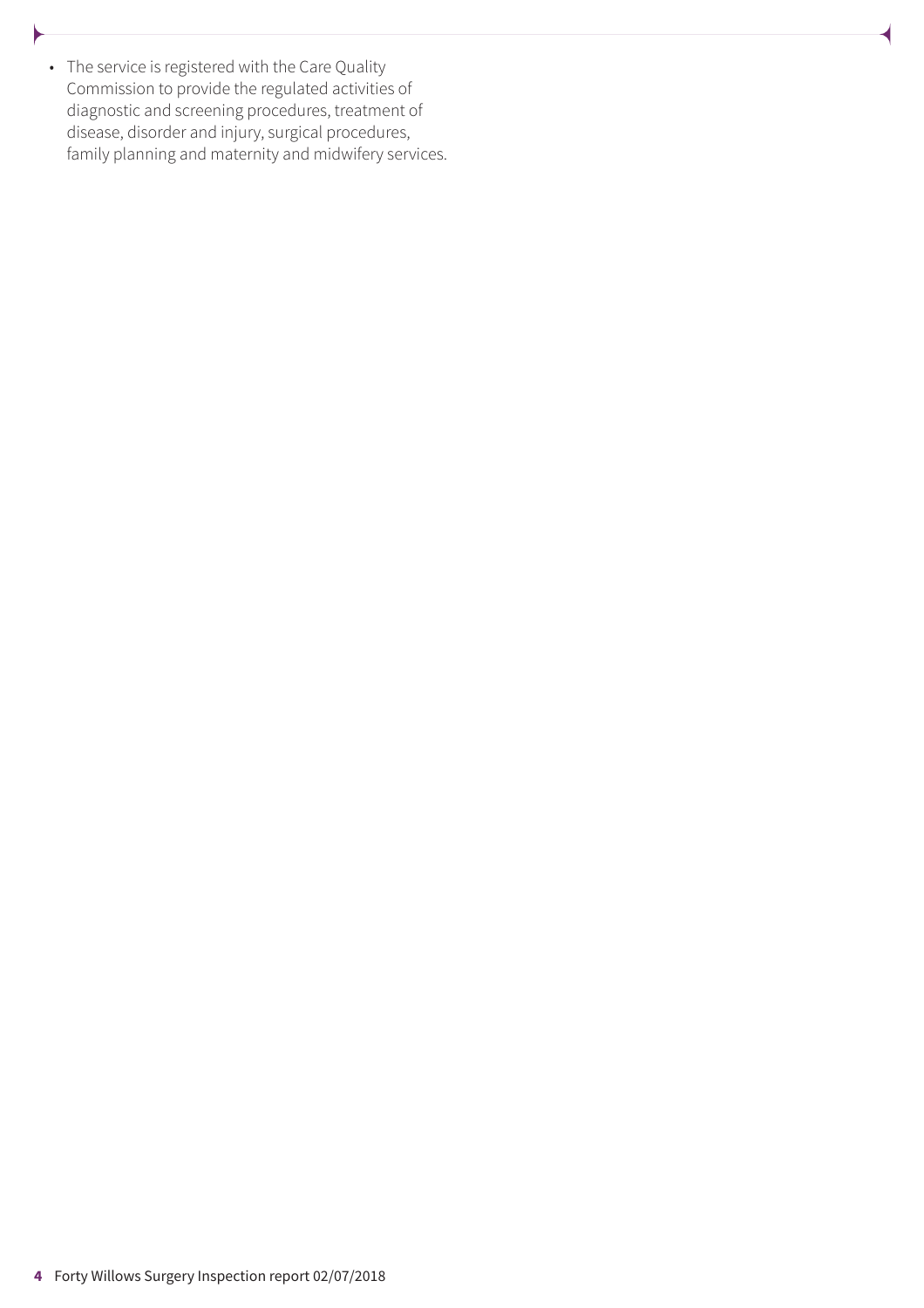- The service is registered with the Care Quality Commission to provide the regulated activities of diagnostic and screening procedures, treatment of disease, disorder and injury, surgical procedures, family planning and maternity and midwifery services.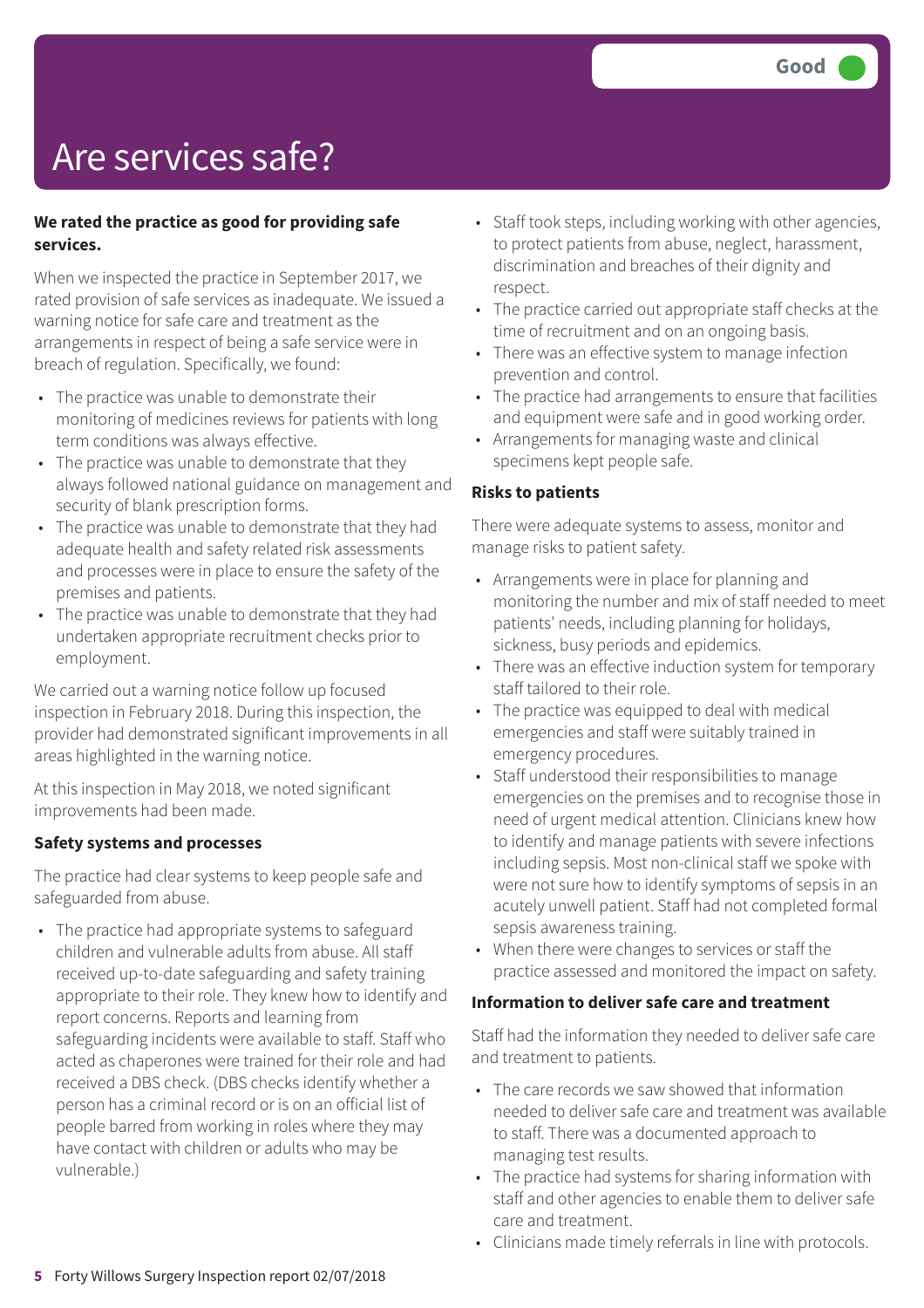Good

# Are services safe?

**We rated the practice as good for providing safe services.**

When we inspected the practice in September 2017, we rated provision of safe services as inadequate. We issued a warning notice for safe care and treatment as the arrangements in respect of being a safe service were in breach of regulation. Specifically, we found:

- The practice was unable to demonstrate their monitoring of medicines reviews for patients with long term conditions was always effective.
- The practice was unable to demonstrate that they always followed national guidance on management and security of blank prescription forms.
- The practice was unable to demonstrate that they had adequate health and safety related risk assessments and processes were in place to ensure the safety of the premises and patients.
- The practice was unable to demonstrate that they had undertaken appropriate recruitment checks prior to employment.

We carried out a warning notice follow up focused inspection in February 2018. During this inspection, the provider had demonstrated significant improvements in all areas highlighted in the warning notice.

At this inspection in May 2018, we noted significant improvements had been made.

### Safety systems and processes

The practice had clear systems to keep people safe and safeguarded from abuse.

- The practice had appropriate systems to safeguard children and vulnerable adults from abuse. All staff received up-to-date safeguarding and safety training appropriate to their role. They knew how to identify and report concerns. Reports and learning from safeguarding incidents were available to staff. Staff who acted as chaperones were trained for their role and had received a DBS check. (DBS checks identify whether a person has a criminal record or is on an official list of people barred from working in roles where they may have contact with children or adults who may be vulnerable.)
- Staff took steps, including working with other agencies, to protect patients from abuse, neglect, harassment, discrimination and breaches of their dignity and respect.
- The practice carried out appropriate staff checks at the time of recruitment and on an ongoing basis.
- There was an effective system to manage infection prevention and control.
- The practice had arrangements to ensure that facilities and equipment were safe and in good working order.
- Arrangements for managing waste and clinical specimens kept people safe.

### Risks to patients

There were adequate systems to assess, monitor and manage risks to patient safety.

- Arrangements were in place for planning and monitoring the number and mix of staff needed to meet patients' needs, including planning for holidays, sickness, busy periods and epidemics.
- There was an effective induction system for temporary staff tailored to their role.
- The practice was equipped to deal with medical emergencies and staff were suitably trained in emergency procedures.
- Staff understood their responsibilities to manage emergencies on the premises and to recognise those in need of urgent medical attention. Clinicians knew how to identify and manage patients with severe infections including sepsis. Most non-clinical staff we spoke with were not sure how to identify symptoms of sepsis in an acutely unwell patient. Staff had not completed formal sepsis awareness training.
- When there were changes to services or staff the practice assessed and monitored the impact on safety.

### Information to deliver safe care and treatment

Staff had the information they needed to deliver safe care and treatment to patients.

- The care records we saw showed that information needed to deliver safe care and treatment was available to staff. There was a documented approach to managing test results.
- The practice had systems for sharing information with staff and other agencies to enable them to deliver safe care and treatment.
- Clinicians made timely referrals in line with protocols.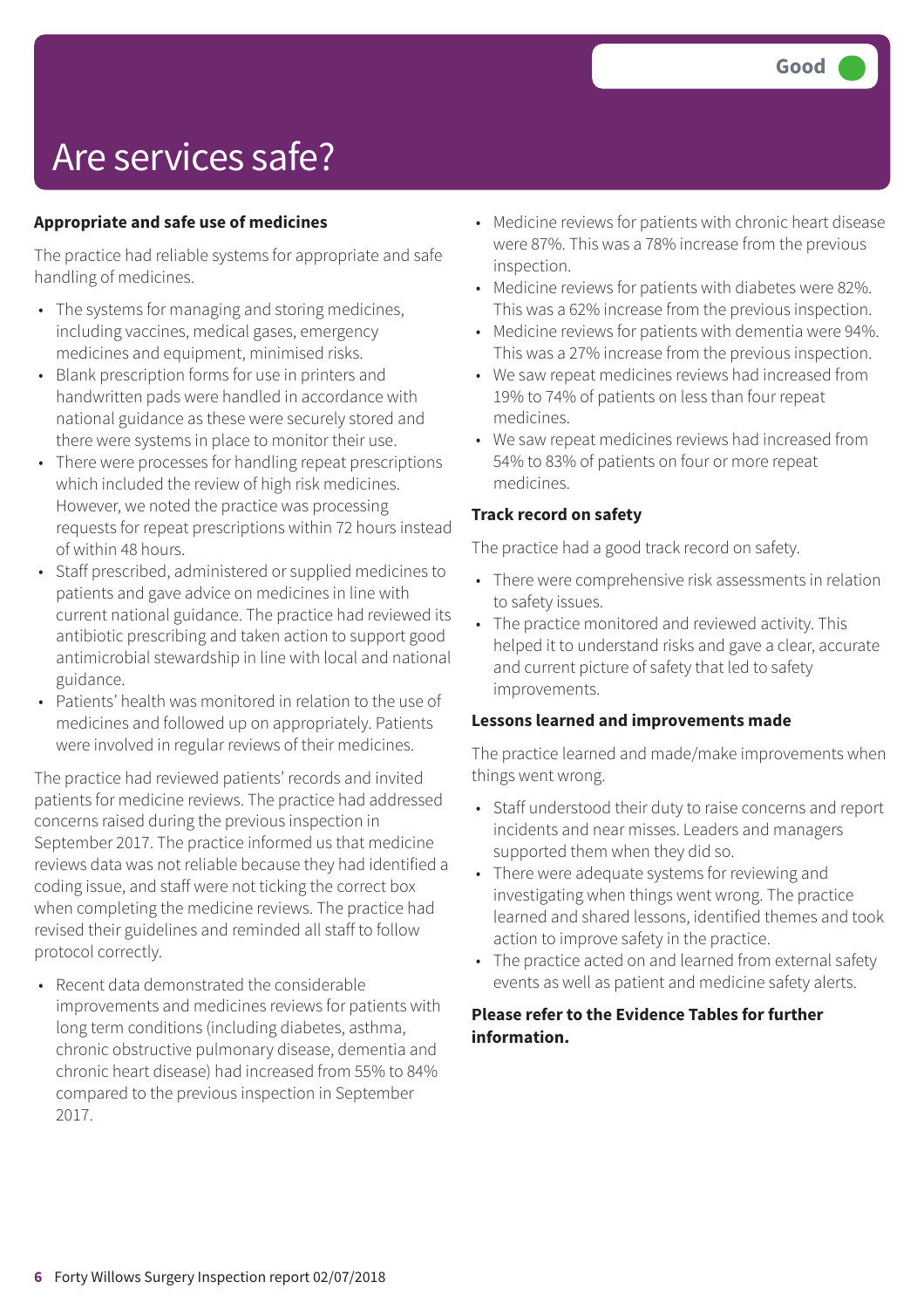Good

# Are services safe?

### Appropriate and safe use of medicines

The practice had reliable systems for appropriate and safe handling of medicines.

- The systems for managing and storing medicines, including vaccines, medical gases, emergency medicines and equipment, minimised risks.
- Blank prescription forms for use in printers and handwritten pads were handled in accordance with national guidance as these were securely stored and there were systems in place to monitor their use.
- There were processes for handling repeat prescriptions which included the review of high risk medicines. However, we noted the practice was processing requests for repeat prescriptions within 72 hours instead of within 48 hours.
- Staff prescribed, administered or supplied medicines to patients and gave advice on medicines in line with current national guidance. The practice had reviewed its antibiotic prescribing and taken action to support good antimicrobial stewardship in line with local and national guidance.
- Patients' health was monitored in relation to the use of medicines and followed up on appropriately. Patients were involved in regular reviews of their medicines.

The practice had reviewed patients' records and invited patients for medicine reviews. The practice had addressed concerns raised during the previous inspection in September 2017. The practice informed us that medicine reviews data was not reliable because they had identified a coding issue, and staff were not ticking the correct box when completing the medicine reviews. The practice had revised their guidelines and reminded all staff to follow protocol correctly.

- Recent data demonstrated the considerable improvements and medicines reviews for patients with long term conditions (including diabetes, asthma, chronic obstructive pulmonary disease, dementia and chronic heart disease) had increased from 55% to 84% compared to the previous inspection in September 2017.
- Medicine reviews for patients with chronic heart disease were 87%. This was a 78% increase from the previous inspection.
- Medicine reviews for patients with diabetes were 82%. This was a 62% increase from the previous inspection.
- Medicine reviews for patients with dementia were 94%. This was a 27% increase from the previous inspection.
- We saw repeat medicines reviews had increased from 19% to 74% of patients on less than four repeat medicines.
- We saw repeat medicines reviews had increased from 54% to 83% of patients on four or more repeat medicines.

### Track record on safety

The practice had a good track record on safety.

- There were comprehensive risk assessments in relation to safety issues.
- The practice monitored and reviewed activity. This helped it to understand risks and gave a clear, accurate and current picture of safety that led to safety improvements.

### Lessons learned and improvements made

The practice learned and made/make improvements when things went wrong.

- Staff understood their duty to raise concerns and report incidents and near misses. Leaders and managers supported them when they did so.
- There were adequate systems for reviewing and investigating when things went wrong. The practice learned and shared lessons, identified themes and took action to improve safety in the practice.
- The practice acted on and learned from external safety events as well as patient and medicine safety alerts.

**Please refer to the Evidence Tables for further information.**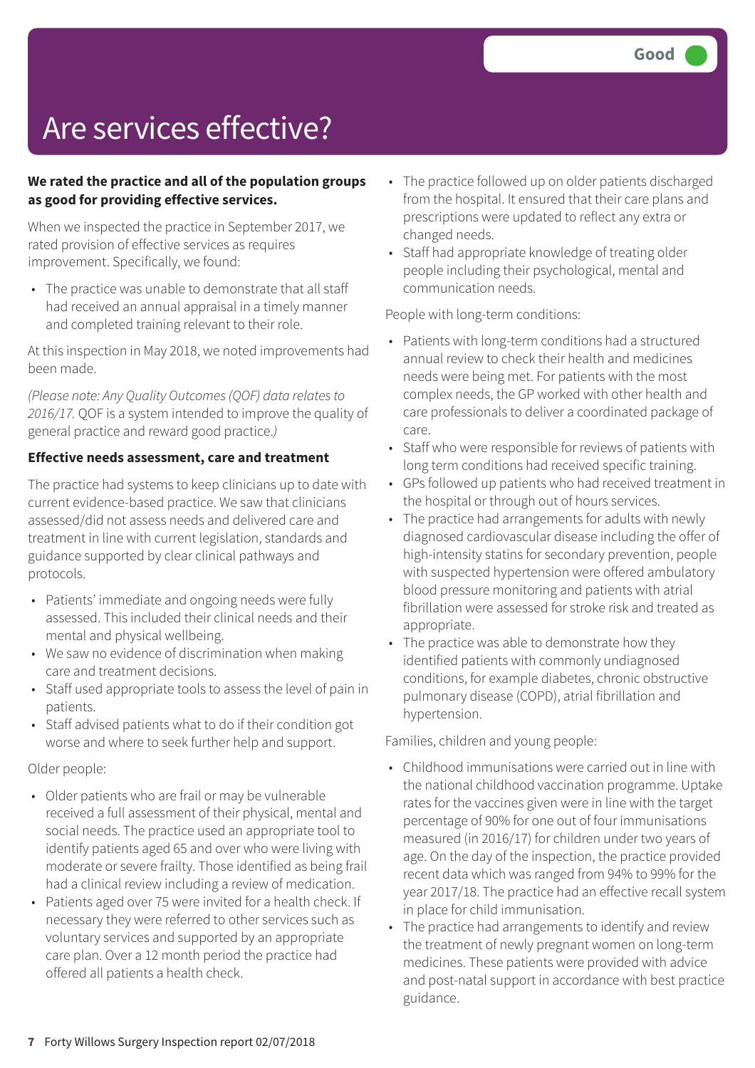Good

# Are services effective?

**We rated the practice and all of the population groups as good for providing effective services.**

When we inspected the practice in September 2017, we rated provision of effective services as requires improvement. Specifically, we found:

- The practice was unable to demonstrate that all staff had received an annual appraisal in a timely manner and completed training relevant to their role.

At this inspection in May 2018, we noted improvements had been made.

*(Please note: Any Quality Outcomes (QOF) data relates to 2016/17.* QOF is a system intended to improve the quality of general practice and reward good practice.*)*

### Effective needs assessment, care and treatment

The practice had systems to keep clinicians up to date with current evidence-based practice. We saw that clinicians assessed/did not assess needs and delivered care and treatment in line with current legislation, standards and guidance supported by clear clinical pathways and protocols.

- Patients' immediate and ongoing needs were fully assessed. This included their clinical needs and their mental and physical wellbeing.
- We saw no evidence of discrimination when making care and treatment decisions.
- Staff used appropriate tools to assess the level of pain in patients.
- Staff advised patients what to do if their condition got worse and where to seek further help and support.

Older people:

- Older patients who are frail or may be vulnerable received a full assessment of their physical, mental and social needs. The practice used an appropriate tool to identify patients aged 65 and over who were living with moderate or severe frailty. Those identified as being frail had a clinical review including a review of medication.
- Patients aged over 75 were invited for a health check. If necessary they were referred to other services such as voluntary services and supported by an appropriate care plan. Over a 12 month period the practice had offered all patients a health check.
- The practice followed up on older patients discharged from the hospital. It ensured that their care plans and prescriptions were updated to reflect any extra or changed needs.
- Staff had appropriate knowledge of treating older people including their psychological, mental and communication needs.

People with long-term conditions:

- Patients with long-term conditions had a structured annual review to check their health and medicines needs were being met. For patients with the most complex needs, the GP worked with other health and care professionals to deliver a coordinated package of care.
- Staff who were responsible for reviews of patients with long term conditions had received specific training.
- GPs followed up patients who had received treatment in the hospital or through out of hours services.
- The practice had arrangements for adults with newly diagnosed cardiovascular disease including the offer of high-intensity statins for secondary prevention, people with suspected hypertension were offered ambulatory blood pressure monitoring and patients with atrial fibrillation were assessed for stroke risk and treated as appropriate.
- The practice was able to demonstrate how they identified patients with commonly undiagnosed conditions, for example diabetes, chronic obstructive pulmonary disease (COPD), atrial fibrillation and hypertension.

Families, children and young people:

- Childhood immunisations were carried out in line with the national childhood vaccination programme. Uptake rates for the vaccines given were in line with the target percentage of 90% for one out of four immunisations measured (in 2016/17) for children under two years of age. On the day of the inspection, the practice provided recent data which was ranged from 94% to 99% for the year 2017/18. The practice had an effective recall system in place for child immunisation.
- The practice had arrangements to identify and review the treatment of newly pregnant women on long-term medicines. These patients were provided with advice and post-natal support in accordance with best practice guidance.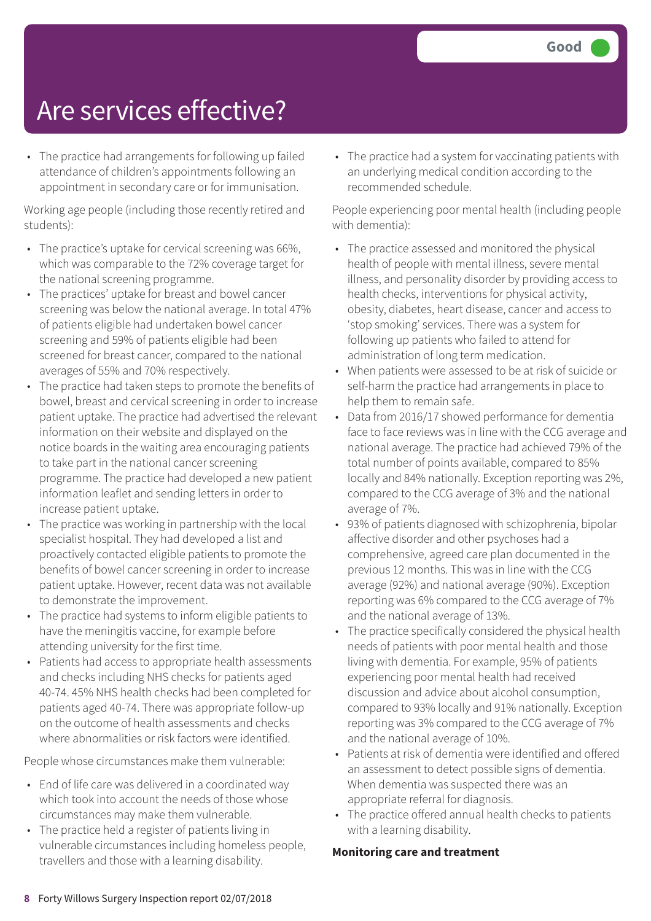# Are services effective?

Good

- The practice had arrangements for following up failed attendance of children's appointments following an appointment in secondary care or for immunisation.

Working age people (including those recently retired and students):

- The practice's uptake for cervical screening was 66%, which was comparable to the 72% coverage target for the national screening programme.
- The practices' uptake for breast and bowel cancer screening was below the national average. In total 47% of patients eligible had undertaken bowel cancer screening and 59% of patients eligible had been screened for breast cancer, compared to the national averages of 55% and 70% respectively.
- The practice had taken steps to promote the benefits of bowel, breast and cervical screening in order to increase patient uptake. The practice had advertised the relevant information on their website and displayed on the notice boards in the waiting area encouraging patients to take part in the national cancer screening programme. The practice had developed a new patient information leaflet and sending letters in order to increase patient uptake.
- The practice was working in partnership with the local specialist hospital. They had developed a list and proactively contacted eligible patients to promote the benefits of bowel cancer screening in order to increase patient uptake. However, recent data was not available to demonstrate the improvement.
- The practice had systems to inform eligible patients to have the meningitis vaccine, for example before attending university for the first time.
- Patients had access to appropriate health assessments and checks including NHS checks for patients aged 40-74. 45% NHS health checks had been completed for patients aged 40-74. There was appropriate follow-up on the outcome of health assessments and checks where abnormalities or risk factors were identified.

People whose circumstances make them vulnerable:

- End of life care was delivered in a coordinated way which took into account the needs of those whose circumstances may make them vulnerable.
- The practice held a register of patients living in vulnerable circumstances including homeless people, travellers and those with a learning disability.
- The practice had a system for vaccinating patients with an underlying medical condition according to the recommended schedule.

People experiencing poor mental health (including people with dementia):

- The practice assessed and monitored the physical health of people with mental illness, severe mental illness, and personality disorder by providing access to health checks, interventions for physical activity, obesity, diabetes, heart disease, cancer and access to 'stop smoking' services. There was a system for following up patients who failed to attend for administration of long term medication.
- When patients were assessed to be at risk of suicide or self-harm the practice had arrangements in place to help them to remain safe.
- Data from 2016/17 showed performance for dementia face to face reviews was in line with the CCG average and national average. The practice had achieved 79% of the total number of points available, compared to 85% locally and 84% nationally. Exception reporting was 2%, compared to the CCG average of 3% and the national average of 7%.
- 93% of patients diagnosed with schizophrenia, bipolar affective disorder and other psychoses had a comprehensive, agreed care plan documented in the previous 12 months. This was in line with the CCG average (92%) and national average (90%). Exception reporting was 6% compared to the CCG average of 7% and the national average of 13%.
- The practice specifically considered the physical health needs of patients with poor mental health and those living with dementia. For example, 95% of patients experiencing poor mental health had received discussion and advice about alcohol consumption, compared to 93% locally and 91% nationally. Exception reporting was 3% compared to the CCG average of 7% and the national average of 10%.
- Patients at risk of dementia were identified and offered an assessment to detect possible signs of dementia. When dementia was suspected there was an appropriate referral for diagnosis.
- The practice offered annual health checks to patients with a learning disability.

**Monitoring care and treatment**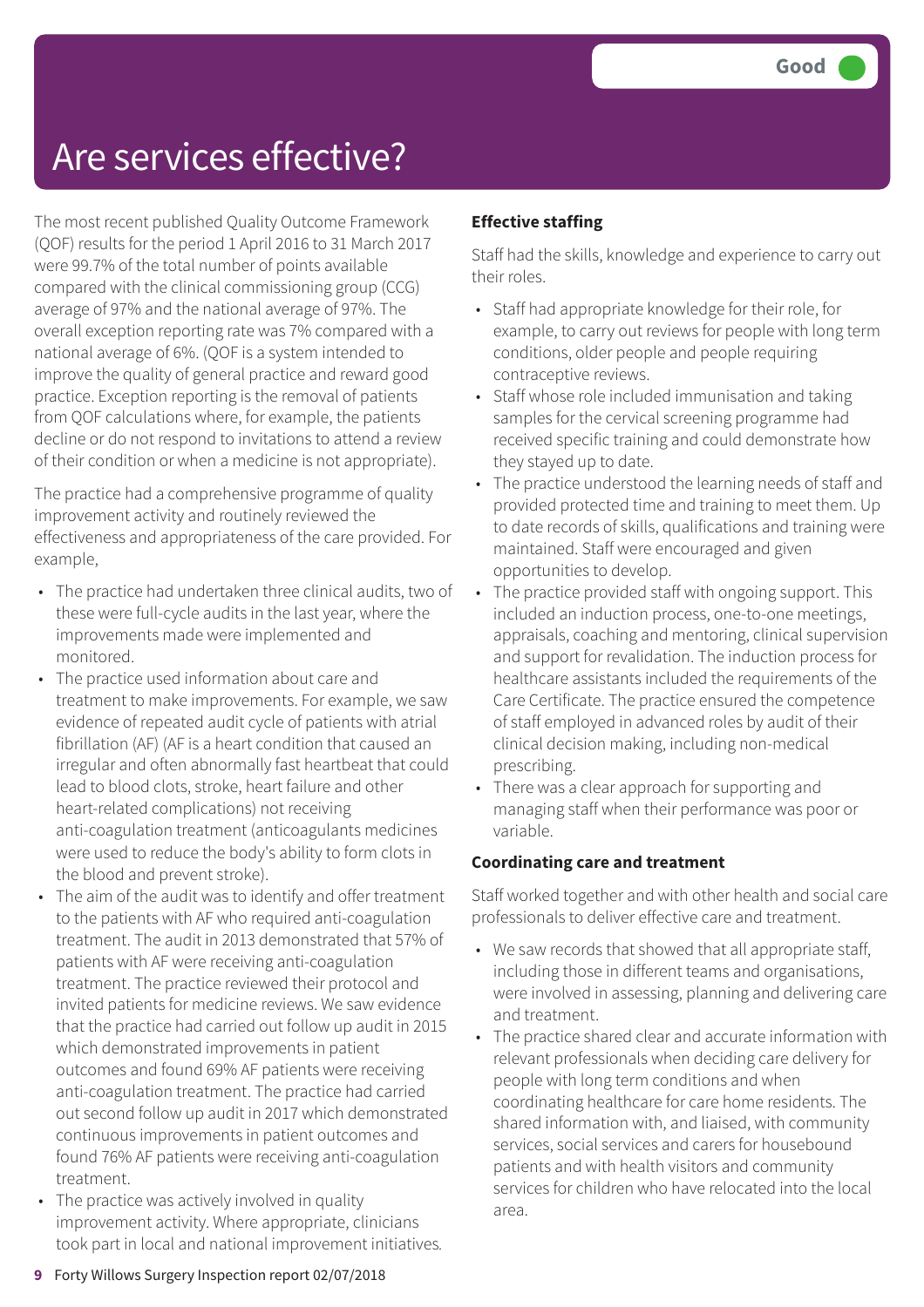# Are services effective?

Good

The most recent published Quality Outcome Framework (QOF) results for the period 1 April 2016 to 31 March 2017 were 99.7% of the total number of points available compared with the clinical commissioning group (CCG) average of 97% and the national average of 97%. The overall exception reporting rate was 7% compared with a national average of 6%. (QOF is a system intended to improve the quality of general practice and reward good practice. Exception reporting is the removal of patients from QOF calculations where, for example, the patients decline or do not respond to invitations to attend a review of their condition or when a medicine is not appropriate).

The practice had a comprehensive programme of quality improvement activity and routinely reviewed the effectiveness and appropriateness of the care provided. For example,

- The practice had undertaken three clinical audits, two of these were full-cycle audits in the last year, where the improvements made were implemented and monitored.
- The practice used information about care and treatment to make improvements. For example, we saw evidence of repeated audit cycle of patients with atrial fibrillation (AF) (AF is a heart condition that caused an irregular and often abnormally fast heartbeat that could lead to blood clots, stroke, heart failure and other heart-related complications) not receiving anti-coagulation treatment (anticoagulants medicines were used to reduce the body's ability to form clots in the blood and prevent stroke).
- The aim of the audit was to identify and offer treatment to the patients with AF who required anti-coagulation treatment. The audit in 2013 demonstrated that 57% of patients with AF were receiving anti-coagulation treatment. The practice reviewed their protocol and invited patients for medicine reviews. We saw evidence that the practice had carried out follow up audit in 2015 which demonstrated improvements in patient outcomes and found 69% AF patients were receiving anti-coagulation treatment. The practice had carried out second follow up audit in 2017 which demonstrated continuous improvements in patient outcomes and found 76% AF patients were receiving anti-coagulation treatment.
- The practice was actively involved in quality improvement activity. Where appropriate, clinicians took part in local and national improvement initiatives.

**Effective staffing**

Staff had the skills, knowledge and experience to carry out their roles.

- Staff had appropriate knowledge for their role, for example, to carry out reviews for people with long term conditions, older people and people requiring contraceptive reviews.
- Staff whose role included immunisation and taking samples for the cervical screening programme had received specific training and could demonstrate how they stayed up to date.
- The practice understood the learning needs of staff and provided protected time and training to meet them. Up to date records of skills, qualifications and training were maintained. Staff were encouraged and given opportunities to develop.
- The practice provided staff with ongoing support. This included an induction process, one-to-one meetings, appraisals, coaching and mentoring, clinical supervision and support for revalidation. The induction process for healthcare assistants included the requirements of the Care Certificate. The practice ensured the competence of staff employed in advanced roles by audit of their clinical decision making, including non-medical prescribing.
- There was a clear approach for supporting and managing staff when their performance was poor or variable.

**Coordinating care and treatment**

Staff worked together and with other health and social care professionals to deliver effective care and treatment.

- We saw records that showed that all appropriate staff, including those in different teams and organisations, were involved in assessing, planning and delivering care and treatment.
- The practice shared clear and accurate information with relevant professionals when deciding care delivery for people with long term conditions and when coordinating healthcare for care home residents. The shared information with, and liaised, with community services, social services and carers for housebound patients and with health visitors and community services for children who have relocated into the local area.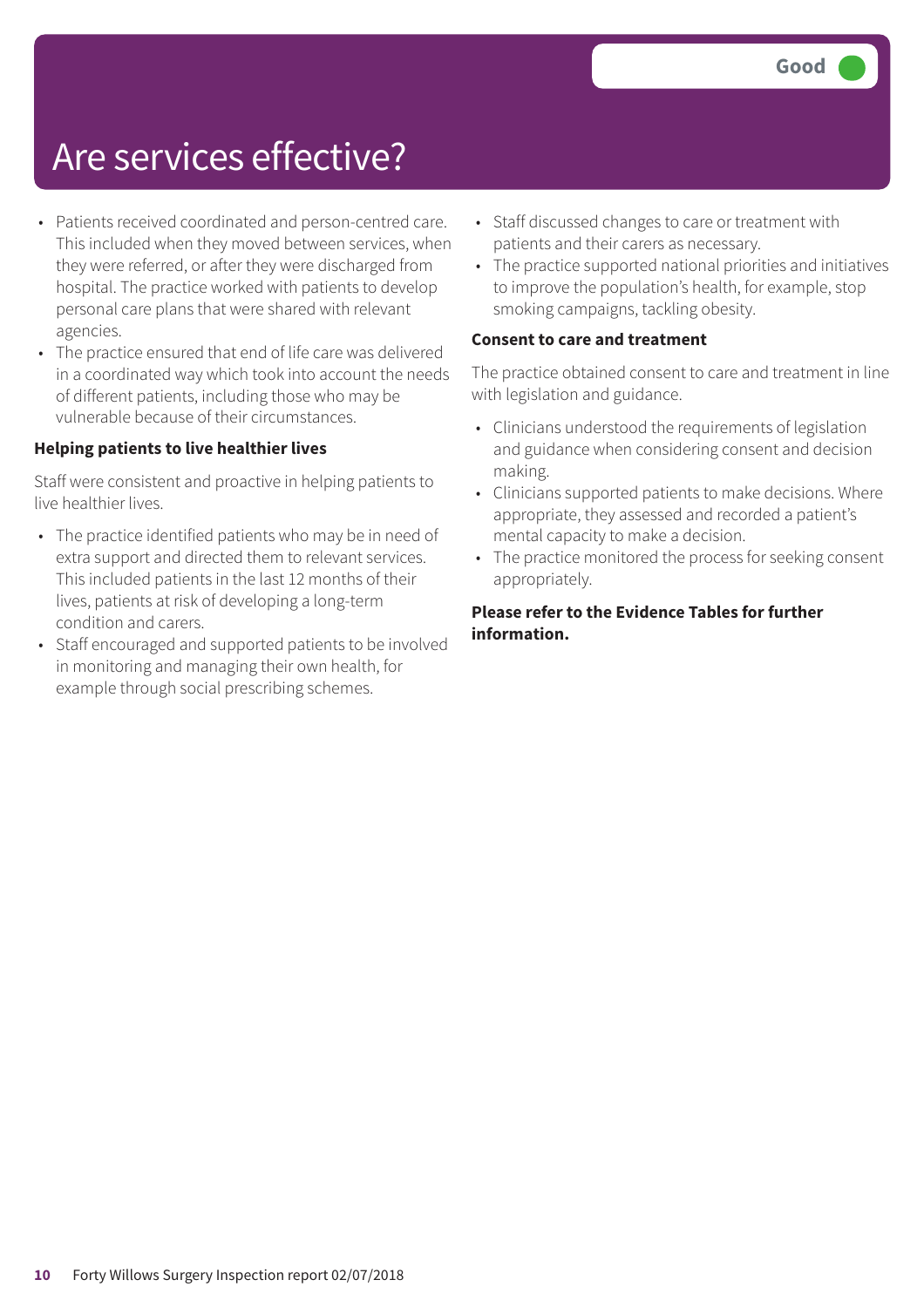# Are services effective?

Good

- Patients received coordinated and person-centred care. This included when they moved between services, when they were referred, or after they were discharged from hospital. The practice worked with patients to develop personal care plans that were shared with relevant agencies.
- The practice ensured that end of life care was delivered in a coordinated way which took into account the needs of different patients, including those who may be vulnerable because of their circumstances.

**Helping patients to live healthier lives**

Staff were consistent and proactive in helping patients to live healthier lives.

- The practice identified patients who may be in need of extra support and directed them to relevant services. This included patients in the last 12 months of their lives, patients at risk of developing a long-term condition and carers.
- Staff encouraged and supported patients to be involved in monitoring and managing their own health, for example through social prescribing schemes.
- Staff discussed changes to care or treatment with patients and their carers as necessary.
- The practice supported national priorities and initiatives to improve the population's health, for example, stop smoking campaigns, tackling obesity.

**Consent to care and treatment**

The practice obtained consent to care and treatment in line with legislation and guidance.

- Clinicians understood the requirements of legislation and guidance when considering consent and decision making.
- Clinicians supported patients to make decisions. Where appropriate, they assessed and recorded a patient's mental capacity to make a decision.
- The practice monitored the process for seeking consent appropriately.

**Please refer to the Evidence Tables for further information.**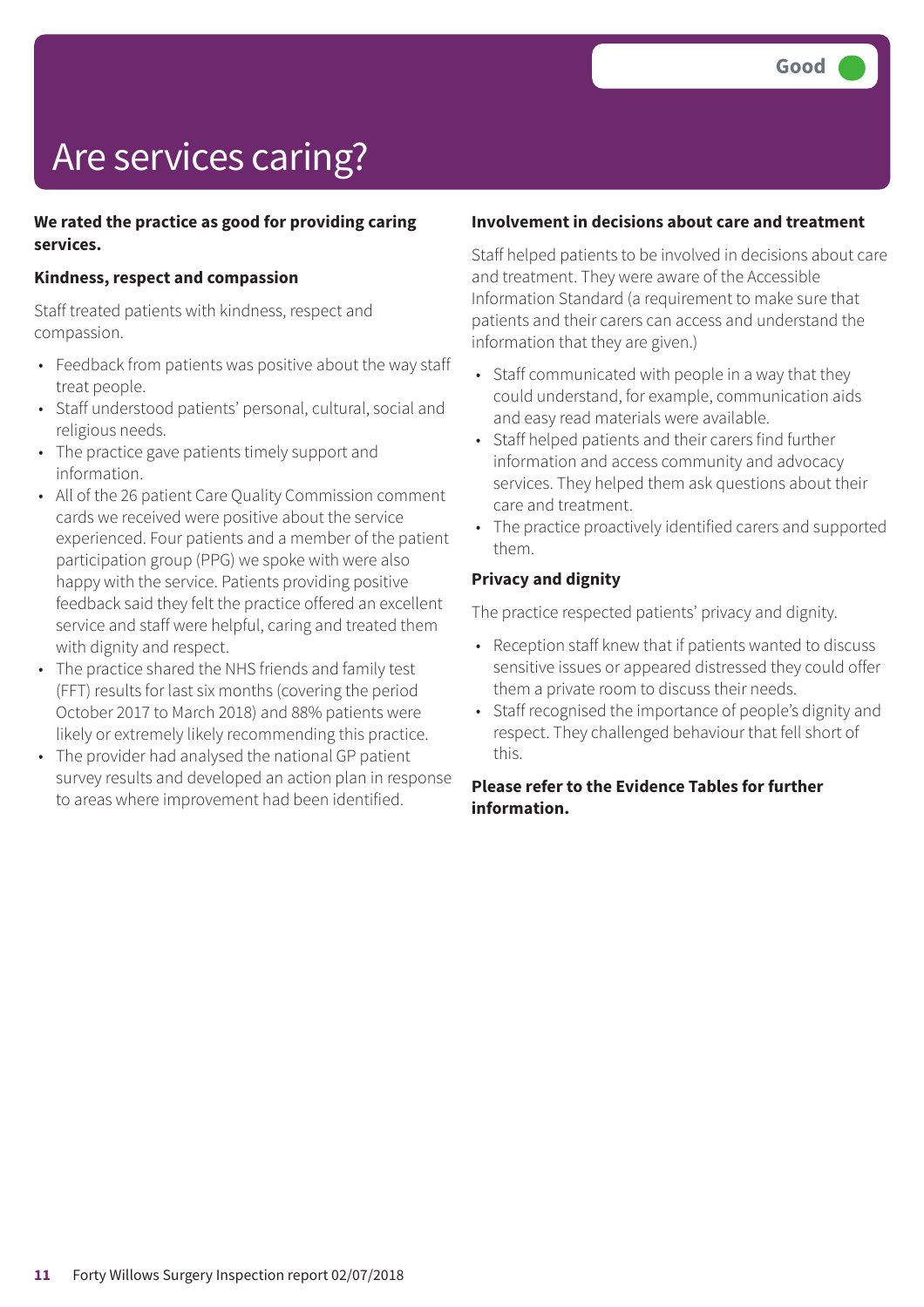# Are services caring?

Good

**We rated the practice as good for providing caring services.**

**Kindness, respect and compassion**

Staff treated patients with kindness, respect and compassion.

- Feedback from patients was positive about the way staff treat people.
- Staff understood patients' personal, cultural, social and religious needs.
- The practice gave patients timely support and information.
- All of the 26 patient Care Quality Commission comment cards we received were positive about the service experienced. Four patients and a member of the patient participation group (PPG) we spoke with were also happy with the service. Patients providing positive feedback said they felt the practice offered an excellent service and staff were helpful, caring and treated them with dignity and respect.
- The practice shared the NHS friends and family test (FFT) results for last six months (covering the period October 2017 to March 2018) and 88% patients were likely or extremely likely recommending this practice.
- The provider had analysed the national GP patient survey results and developed an action plan in response to areas where improvement had been identified.

**Involvement in decisions about care and treatment**

Staff helped patients to be involved in decisions about care and treatment. They were aware of the Accessible Information Standard (a requirement to make sure that patients and their carers can access and understand the information that they are given.)

- Staff communicated with people in a way that they could understand, for example, communication aids and easy read materials were available.
- Staff helped patients and their carers find further information and access community and advocacy services. They helped them ask questions about their care and treatment.
- The practice proactively identified carers and supported them.

**Privacy and dignity**

The practice respected patients' privacy and dignity.

- Reception staff knew that if patients wanted to discuss sensitive issues or appeared distressed they could offer them a private room to discuss their needs.
- Staff recognised the importance of people's dignity and respect. They challenged behaviour that fell short of this.

**Please refer to the Evidence Tables for further information.**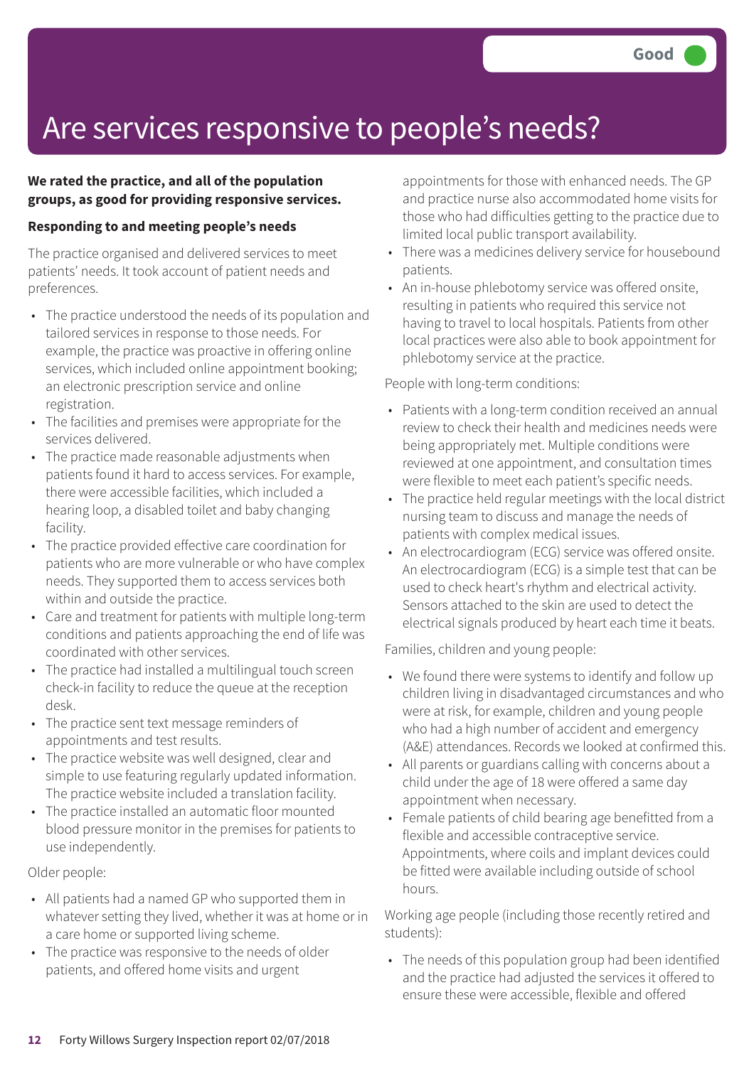Good

# Are services responsive to people's needs?

**We rated the practice, and all of the population groups, as good for providing responsive services.**

**Responding to and meeting people's needs**

The practice organised and delivered services to meet patients' needs. It took account of patient needs and preferences.

- The practice understood the needs of its population and tailored services in response to those needs. For example, the practice was proactive in offering online services, which included online appointment booking; an electronic prescription service and online registration.
- The facilities and premises were appropriate for the services delivered.
- The practice made reasonable adjustments when patients found it hard to access services. For example, there were accessible facilities, which included a hearing loop, a disabled toilet and baby changing facility.
- The practice provided effective care coordination for patients who are more vulnerable or who have complex needs. They supported them to access services both within and outside the practice.
- Care and treatment for patients with multiple long-term conditions and patients approaching the end of life was coordinated with other services.
- The practice had installed a multilingual touch screen check-in facility to reduce the queue at the reception desk.
- The practice sent text message reminders of appointments and test results.
- The practice website was well designed, clear and simple to use featuring regularly updated information. The practice website included a translation facility.
- The practice installed an automatic floor mounted blood pressure monitor in the premises for patients to use independently.

Older people:

- All patients had a named GP who supported them in whatever setting they lived, whether it was at home or in a care home or supported living scheme.
- The practice was responsive to the needs of older patients, and offered home visits and urgent appointments for those with enhanced needs. The GP and practice nurse also accommodated home visits for those who had difficulties getting to the practice due to limited local public transport availability.
- There was a medicines delivery service for housebound patients.
- An in-house phlebotomy service was offered onsite, resulting in patients who required this service not having to travel to local hospitals. Patients from other local practices were also able to book appointment for phlebotomy service at the practice.

People with long-term conditions:

- Patients with a long-term condition received an annual review to check their health and medicines needs were being appropriately met. Multiple conditions were reviewed at one appointment, and consultation times were flexible to meet each patient's specific needs.
- The practice held regular meetings with the local district nursing team to discuss and manage the needs of patients with complex medical issues.
- An electrocardiogram (ECG) service was offered onsite. An electrocardiogram (ECG) is a simple test that can be used to check heart's rhythm and electrical activity. Sensors attached to the skin are used to detect the electrical signals produced by heart each time it beats.

Families, children and young people:

- We found there were systems to identify and follow up children living in disadvantaged circumstances and who were at risk, for example, children and young people who had a high number of accident and emergency (A&E) attendances. Records we looked at confirmed this.
- All parents or guardians calling with concerns about a child under the age of 18 were offered a same day appointment when necessary.
- Female patients of child bearing age benefitted from a flexible and accessible contraceptive service. Appointments, where coils and implant devices could be fitted were available including outside of school hours.

Working age people (including those recently retired and students):

- The needs of this population group had been identified and the practice had adjusted the services it offered to ensure these were accessible, flexible and offered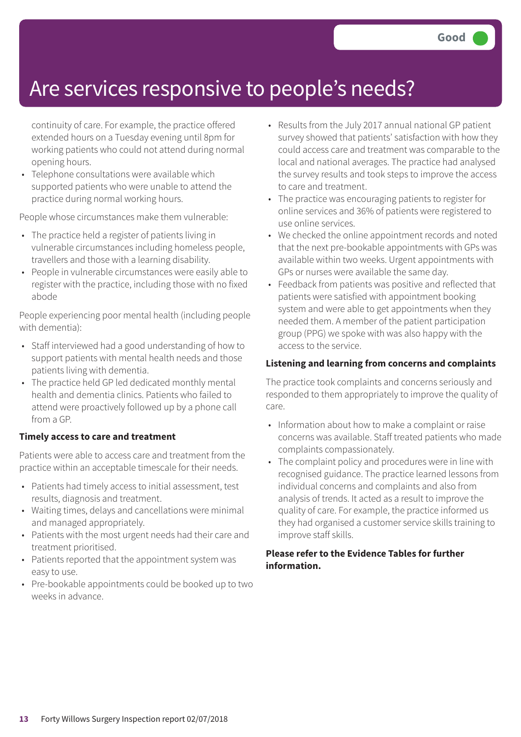Good

# Are services responsive to people's needs?

continuity of care. For example, the practice offered extended hours on a Tuesday evening until 8pm for working patients who could not attend during normal opening hours.

- Telephone consultations were available which supported patients who were unable to attend the practice during normal working hours.

People whose circumstances make them vulnerable:

- The practice held a register of patients living in vulnerable circumstances including homeless people, travellers and those with a learning disability.
- People in vulnerable circumstances were easily able to register with the practice, including those with no fixed abode

People experiencing poor mental health (including people with dementia):

- Staff interviewed had a good understanding of how to support patients with mental health needs and those patients living with dementia.
- The practice held GP led dedicated monthly mental health and dementia clinics. Patients who failed to attend were proactively followed up by a phone call from a GP.

**Timely access to care and treatment**

Patients were able to access care and treatment from the practice within an acceptable timescale for their needs.

- Patients had timely access to initial assessment, test results, diagnosis and treatment.
- Waiting times, delays and cancellations were minimal and managed appropriately.
- Patients with the most urgent needs had their care and treatment prioritised.
- Patients reported that the appointment system was easy to use.
- Pre-bookable appointments could be booked up to two weeks in advance.
- Results from the July 2017 annual national GP patient survey showed that patients' satisfaction with how they could access care and treatment was comparable to the local and national averages. The practice had analysed the survey results and took steps to improve the access to care and treatment.
- The practice was encouraging patients to register for online services and 36% of patients were registered to use online services.
- We checked the online appointment records and noted that the next pre-bookable appointments with GPs was available within two weeks. Urgent appointments with GPs or nurses were available the same day.
- Feedback from patients was positive and reflected that patients were satisfied with appointment booking system and were able to get appointments when they needed them. A member of the patient participation group (PPG) we spoke with was also happy with the access to the service.

**Listening and learning from concerns and complaints**

The practice took complaints and concerns seriously and responded to them appropriately to improve the quality of care.

- Information about how to make a complaint or raise concerns was available. Staff treated patients who made complaints compassionately.
- The complaint policy and procedures were in line with recognised guidance. The practice learned lessons from individual concerns and complaints and also from analysis of trends. It acted as a result to improve the quality of care. For example, the practice informed us they had organised a customer service skills training to improve staff skills.

**Please refer to the Evidence Tables for further information.**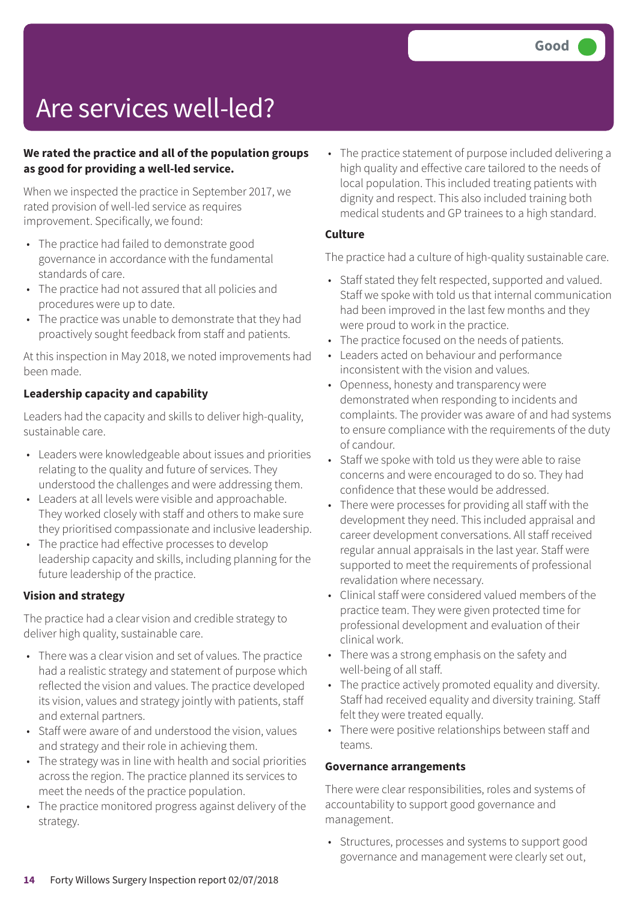Good

# Are services well-led?

**We rated the practice and all of the population groups as good for providing a well-led service.**

When we inspected the practice in September 2017, we rated provision of well-led service as requires improvement. Specifically, we found:

- The practice had failed to demonstrate good governance in accordance with the fundamental standards of care.
- The practice had not assured that all policies and procedures were up to date.
- The practice was unable to demonstrate that they had proactively sought feedback from staff and patients.

At this inspection in May 2018, we noted improvements had been made.

### Leadership capacity and capability

Leaders had the capacity and skills to deliver high-quality, sustainable care.

- Leaders were knowledgeable about issues and priorities relating to the quality and future of services. They understood the challenges and were addressing them.
- Leaders at all levels were visible and approachable. They worked closely with staff and others to make sure they prioritised compassionate and inclusive leadership.
- The practice had effective processes to develop leadership capacity and skills, including planning for the future leadership of the practice.

### Vision and strategy

The practice had a clear vision and credible strategy to deliver high quality, sustainable care.

- There was a clear vision and set of values. The practice had a realistic strategy and statement of purpose which reflected the vision and values. The practice developed its vision, values and strategy jointly with patients, staff and external partners.
- Staff were aware of and understood the vision, values and strategy and their role in achieving them.
- The strategy was in line with health and social priorities across the region. The practice planned its services to meet the needs of the practice population.
- The practice monitored progress against delivery of the strategy.
- The practice statement of purpose included delivering a high quality and effective care tailored to the needs of local population. This included treating patients with dignity and respect. This also included training both medical students and GP trainees to a high standard.

### Culture

The practice had a culture of high-quality sustainable care.

- Staff stated they felt respected, supported and valued. Staff we spoke with told us that internal communication had been improved in the last few months and they were proud to work in the practice.
- The practice focused on the needs of patients.
- Leaders acted on behaviour and performance inconsistent with the vision and values.
- Openness, honesty and transparency were demonstrated when responding to incidents and complaints. The provider was aware of and had systems to ensure compliance with the requirements of the duty of candour.
- Staff we spoke with told us they were able to raise concerns and were encouraged to do so. They had confidence that these would be addressed.
- There were processes for providing all staff with the development they need. This included appraisal and career development conversations. All staff received regular annual appraisals in the last year. Staff were supported to meet the requirements of professional revalidation where necessary.
- Clinical staff were considered valued members of the practice team. They were given protected time for professional development and evaluation of their clinical work.
- There was a strong emphasis on the safety and well-being of all staff.
- The practice actively promoted equality and diversity. Staff had received equality and diversity training. Staff felt they were treated equally.
- There were positive relationships between staff and teams.

### Governance arrangements

There were clear responsibilities, roles and systems of accountability to support good governance and management.

- Structures, processes and systems to support good governance and management were clearly set out,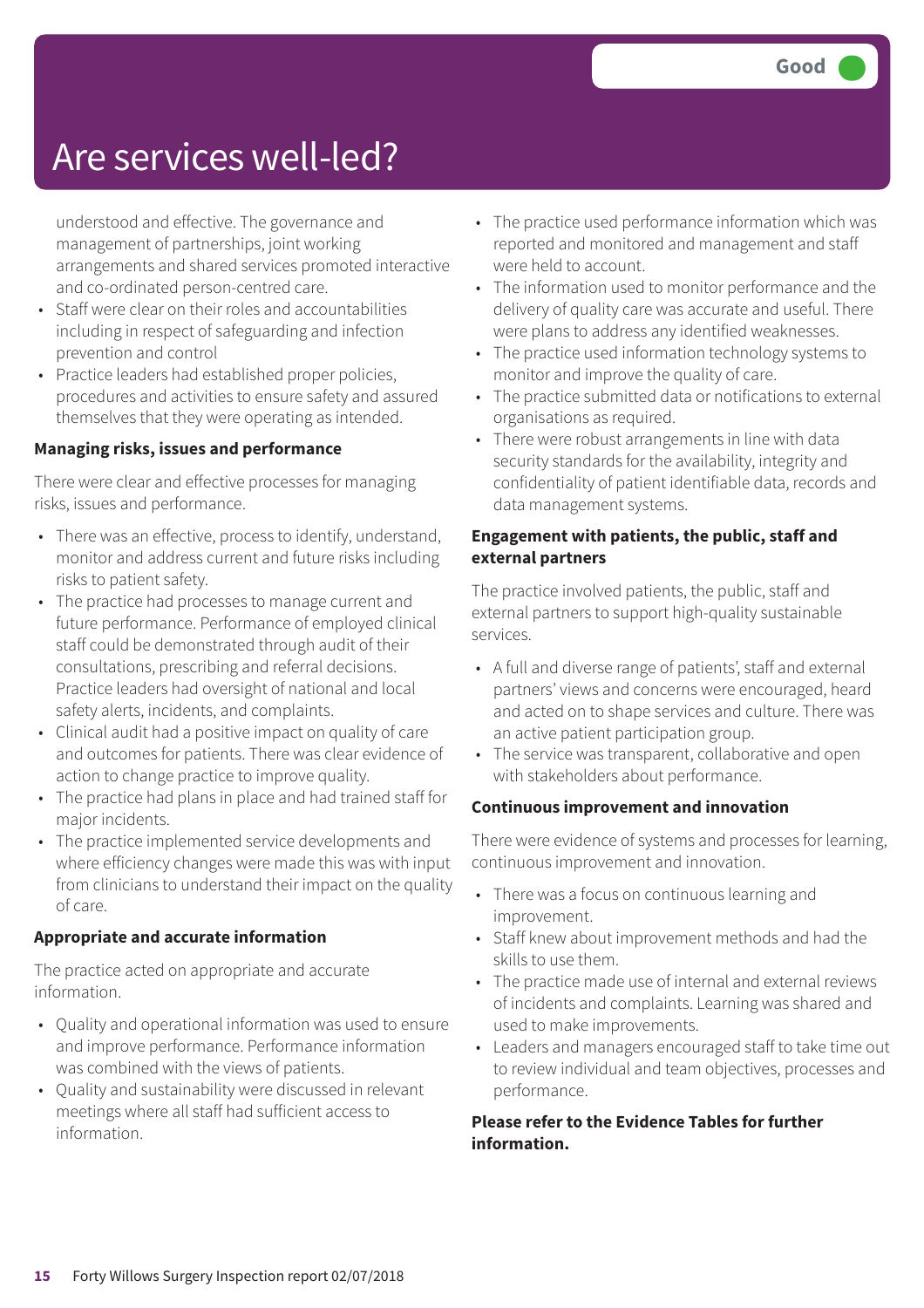# Are services well-led?

Good

understood and effective. The governance and management of partnerships, joint working arrangements and shared services promoted interactive and co-ordinated person-centred care.

- Staff were clear on their roles and accountabilities including in respect of safeguarding and infection prevention and control
- Practice leaders had established proper policies, procedures and activities to ensure safety and assured themselves that they were operating as intended.

**Managing risks, issues and performance**

There were clear and effective processes for managing risks, issues and performance.

- There was an effective, process to identify, understand, monitor and address current and future risks including risks to patient safety.
- The practice had processes to manage current and future performance. Performance of employed clinical staff could be demonstrated through audit of their consultations, prescribing and referral decisions. Practice leaders had oversight of national and local safety alerts, incidents, and complaints.
- Clinical audit had a positive impact on quality of care and outcomes for patients. There was clear evidence of action to change practice to improve quality.
- The practice had plans in place and had trained staff for major incidents.
- The practice implemented service developments and where efficiency changes were made this was with input from clinicians to understand their impact on the quality of care.

**Appropriate and accurate information**

The practice acted on appropriate and accurate information.

- Quality and operational information was used to ensure and improve performance. Performance information was combined with the views of patients.
- Quality and sustainability were discussed in relevant meetings where all staff had sufficient access to information.
- The practice used performance information which was reported and monitored and management and staff were held to account.
- The information used to monitor performance and the delivery of quality care was accurate and useful. There were plans to address any identified weaknesses.
- The practice used information technology systems to monitor and improve the quality of care.
- The practice submitted data or notifications to external organisations as required.
- There were robust arrangements in line with data security standards for the availability, integrity and confidentiality of patient identifiable data, records and data management systems.

**Engagement with patients, the public, staff and external partners**

The practice involved patients, the public, staff and external partners to support high-quality sustainable services.

- A full and diverse range of patients', staff and external partners' views and concerns were encouraged, heard and acted on to shape services and culture. There was an active patient participation group.
- The service was transparent, collaborative and open with stakeholders about performance.

**Continuous improvement and innovation**

There were evidence of systems and processes for learning, continuous improvement and innovation.

- There was a focus on continuous learning and improvement.
- Staff knew about improvement methods and had the skills to use them.
- The practice made use of internal and external reviews of incidents and complaints. Learning was shared and used to make improvements.
- Leaders and managers encouraged staff to take time out to review individual and team objectives, processes and performance.

**Please refer to the Evidence Tables for further information.**